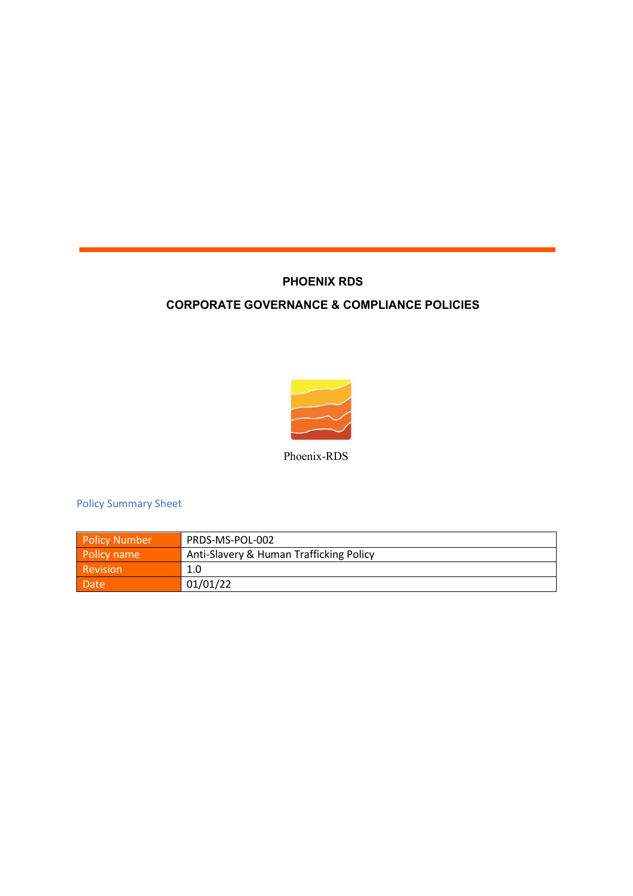# PHOENIX RDS

## CORPORATE GOVERNANCE & COMPLIANCE POLICIES

Phoenix-RDS

### Policy Summary Sheet

| Policy Number | PRDS-MS-POL-002 |
|---|---|
| Policy name | Anti-Slavery & Human Trafficking Policy |
| Revision | 1.0 |
| Date | 01/01/22 |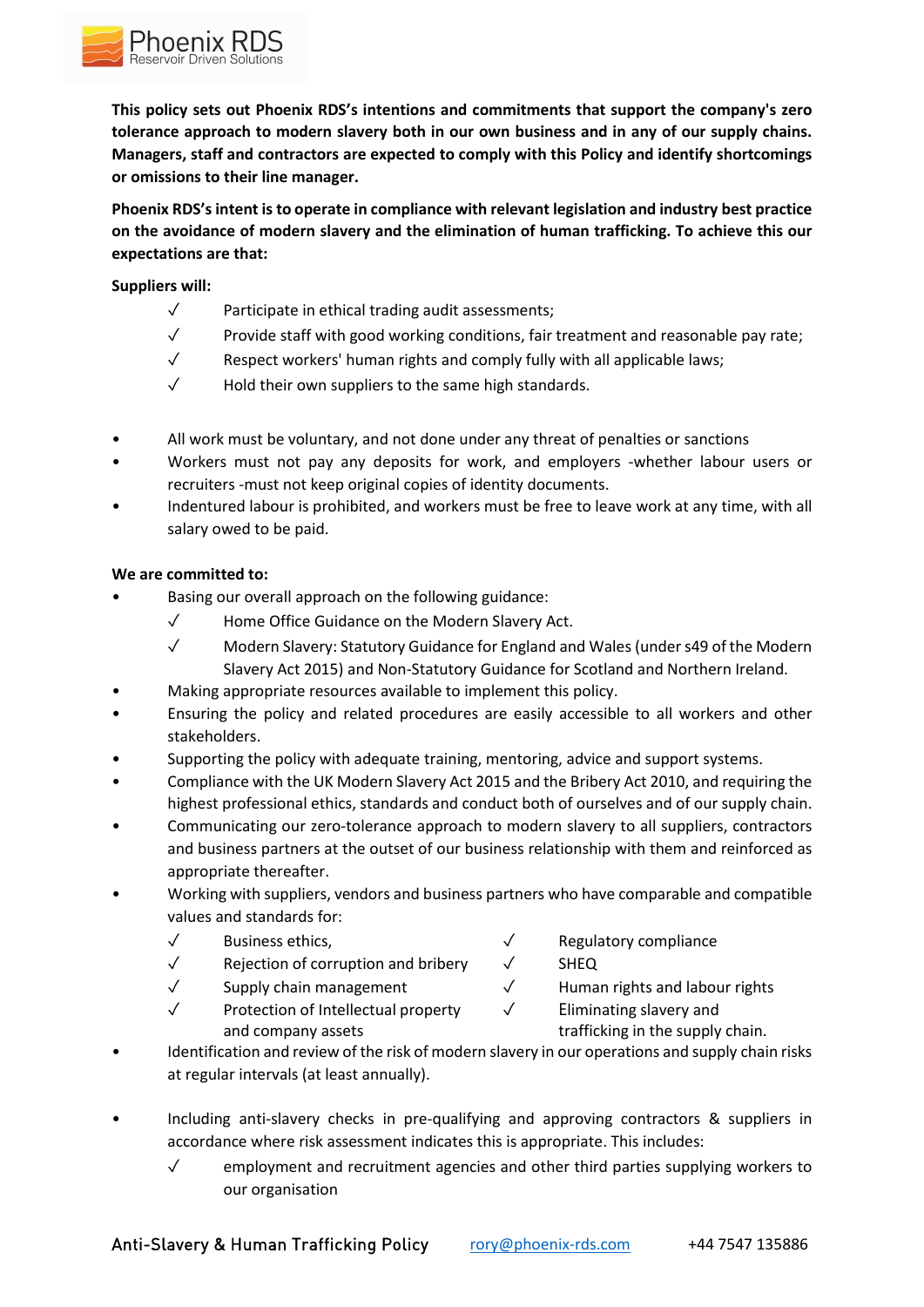**This policy sets out Phoenix RDS's intentions and commitments that support the company's zero tolerance approach to modern slavery both in our own business and in any of our supply chains. Managers, staff and contractors are expected to comply with this Policy and identify shortcomings or omissions to their line manager.**

**Phoenix RDS's intent is to operate in compliance with relevant legislation and industry best practice on the avoidance of modern slavery and the elimination of human trafficking. To achieve this our expectations are that:**

**Suppliers will:**

- ✓ Participate in ethical trading audit assessments;
- ✓ Provide staff with good working conditions, fair treatment and reasonable pay rate;
- ✓ Respect workers' human rights and comply fully with all applicable laws;
- ✓ Hold their own suppliers to the same high standards.

- All work must be voluntary, and not done under any threat of penalties or sanctions
- Workers must not pay any deposits for work, and employers -whether labour users or recruiters -must not keep original copies of identity documents.
- Indentured labour is prohibited, and workers must be free to leave work at any time, with all salary owed to be paid.

**We are committed to:**

- Basing our overall approach on the following guidance:
  - ✓ Home Office Guidance on the Modern Slavery Act.
  - ✓ Modern Slavery: Statutory Guidance for England and Wales (under s49 of the Modern Slavery Act 2015) and Non-Statutory Guidance for Scotland and Northern Ireland.
- Making appropriate resources available to implement this policy.
- Ensuring the policy and related procedures are easily accessible to all workers and other stakeholders.
- Supporting the policy with adequate training, mentoring, advice and support systems.
- Compliance with the UK Modern Slavery Act 2015 and the Bribery Act 2010, and requiring the highest professional ethics, standards and conduct both of ourselves and of our supply chain.
- Communicating our zero-tolerance approach to modern slavery to all suppliers, contractors and business partners at the outset of our business relationship with them and reinforced as appropriate thereafter.
- Working with suppliers, vendors and business partners who have comparable and compatible values and standards for:
  - ✓ Business ethics,
  - ✓ Rejection of corruption and bribery
  - ✓ Supply chain management
  - ✓ Protection of Intellectual property and company assets
  - ✓ Regulatory compliance
  - ✓ SHEQ
  - ✓ Human rights and labour rights
  - ✓ Eliminating slavery and trafficking in the supply chain.
- Identification and review of the risk of modern slavery in our operations and supply chain risks at regular intervals (at least annually).

- Including anti-slavery checks in pre-qualifying and approving contractors & suppliers in accordance where risk assessment indicates this is appropriate. This includes:
  - ✓ employment and recruitment agencies and other third parties supplying workers to our organisation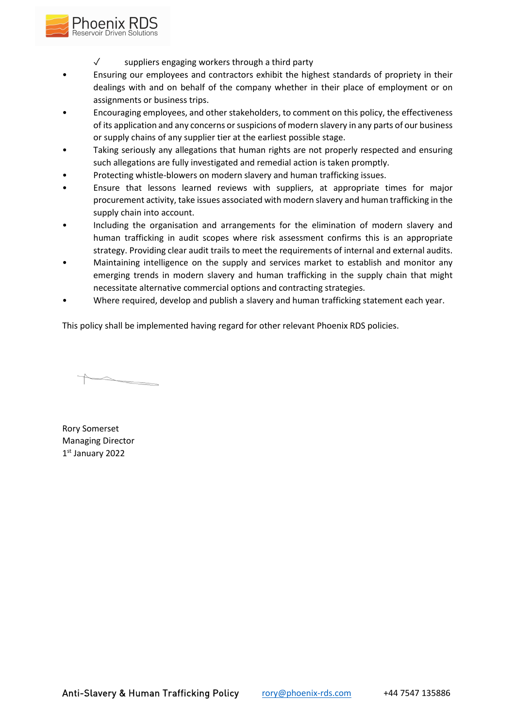- ✓ suppliers engaging workers through a third party

- Ensuring our employees and contractors exhibit the highest standards of propriety in their dealings with and on behalf of the company whether in their place of employment or on assignments or business trips.
- Encouraging employees, and other stakeholders, to comment on this policy, the effectiveness of its application and any concerns or suspicions of modern slavery in any parts of our business or supply chains of any supplier tier at the earliest possible stage.
- Taking seriously any allegations that human rights are not properly respected and ensuring such allegations are fully investigated and remedial action is taken promptly.
- Protecting whistle-blowers on modern slavery and human trafficking issues.
- Ensure that lessons learned reviews with suppliers, at appropriate times for major procurement activity, take issues associated with modern slavery and human trafficking in the supply chain into account.
- Including the organisation and arrangements for the elimination of modern slavery and human trafficking in audit scopes where risk assessment confirms this is an appropriate strategy. Providing clear audit trails to meet the requirements of internal and external audits.
- Maintaining intelligence on the supply and services market to establish and monitor any emerging trends in modern slavery and human trafficking in the supply chain that might necessitate alternative commercial options and contracting strategies.
- Where required, develop and publish a slavery and human trafficking statement each year.

This policy shall be implemented having regard for other relevant Phoenix RDS policies.

Rory Somerset
Managing Director
1st January 2022